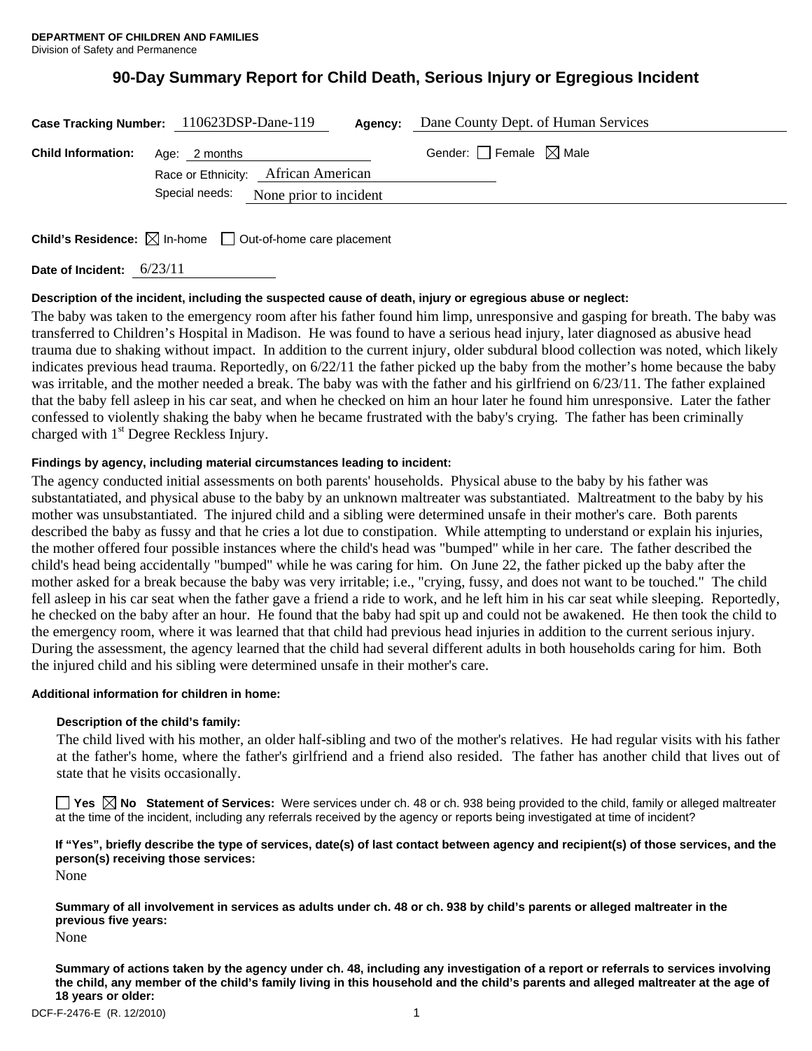**DEPARTMENT OF CHILDREN AND FAMILIES**
Division of Safety and Permanence

# 90-Day Summary Report for Child Death, Serious Injury or Egregious Incident

**Case Tracking Number:** 110623DSP-Dane-119 **Agency:** Dane County Dept. of Human Services

**Child Information:** Age: 2 months Gender: ☐ Female ☒ Male

Race or Ethnicity: African American

Special needs: None prior to incident

**Child's Residence:** ☒ In-home ☐ Out-of-home care placement

**Date of Incident:** 6/23/11

**Description of the incident, including the suspected cause of death, injury or egregious abuse or neglect:**

The baby was taken to the emergency room after his father found him limp, unresponsive and gasping for breath. The baby was transferred to Children's Hospital in Madison. He was found to have a serious head injury, later diagnosed as abusive head trauma due to shaking without impact. In addition to the current injury, older subdural blood collection was noted, which likely indicates previous head trauma. Reportedly, on 6/22/11 the father picked up the baby from the mother's home because the baby was irritable, and the mother needed a break. The baby was with the father and his girlfriend on 6/23/11. The father explained that the baby fell asleep in his car seat, and when he checked on him an hour later he found him unresponsive. Later the father confessed to violently shaking the baby when he became frustrated with the baby's crying. The father has been criminally charged with 1st Degree Reckless Injury.

**Findings by agency, including material circumstances leading to incident:**

The agency conducted initial assessments on both parents' households. Physical abuse to the baby by his father was substantatiated, and physical abuse to the baby by an unknown maltreater was substantiated. Maltreatment to the baby by his mother was unsubstantiated. The injured child and a sibling were determined unsafe in their mother's care. Both parents described the baby as fussy and that he cries a lot due to constipation. While attempting to understand or explain his injuries, the mother offered four possible instances where the child's head was "bumped" while in her care. The father described the child's head being accidentally "bumped" while he was caring for him. On June 22, the father picked up the baby after the mother asked for a break because the baby was very irritable; i.e., "crying, fussy, and does not want to be touched." The child fell asleep in his car seat when the father gave a friend a ride to work, and he left him in his car seat while sleeping. Reportedly, he checked on the baby after an hour. He found that the baby had spit up and could not be awakened. He then took the child to the emergency room, where it was learned that that child had previous head injuries in addition to the current serious injury. During the assessment, the agency learned that the child had several different adults in both households caring for him. Both the injured child and his sibling were determined unsafe in their mother's care.

**Additional information for children in home:**

**Description of the child's family:**

The child lived with his mother, an older half-sibling and two of the mother's relatives. He had regular visits with his father at the father's home, where the father's girlfriend and a friend also resided. The father has another child that lives out of state that he visits occasionally.

☐ **Yes** ☒ **No** **Statement of Services:** Were services under ch. 48 or ch. 938 being provided to the child, family or alleged maltreater at the time of the incident, including any referrals received by the agency or reports being investigated at time of incident?

**If "Yes", briefly describe the type of services, date(s) of last contact between agency and recipient(s) of those services, and the person(s) receiving those services:**

None

**Summary of all involvement in services as adults under ch. 48 or ch. 938 by child's parents or alleged maltreater in the previous five years:**

None

**Summary of actions taken by the agency under ch. 48, including any investigation of a report or referrals to services involving the child, any member of the child's family living in this household and the child's parents and alleged maltreater at the age of 18 years or older:**

DCF-F-2476-E (R. 12/2010)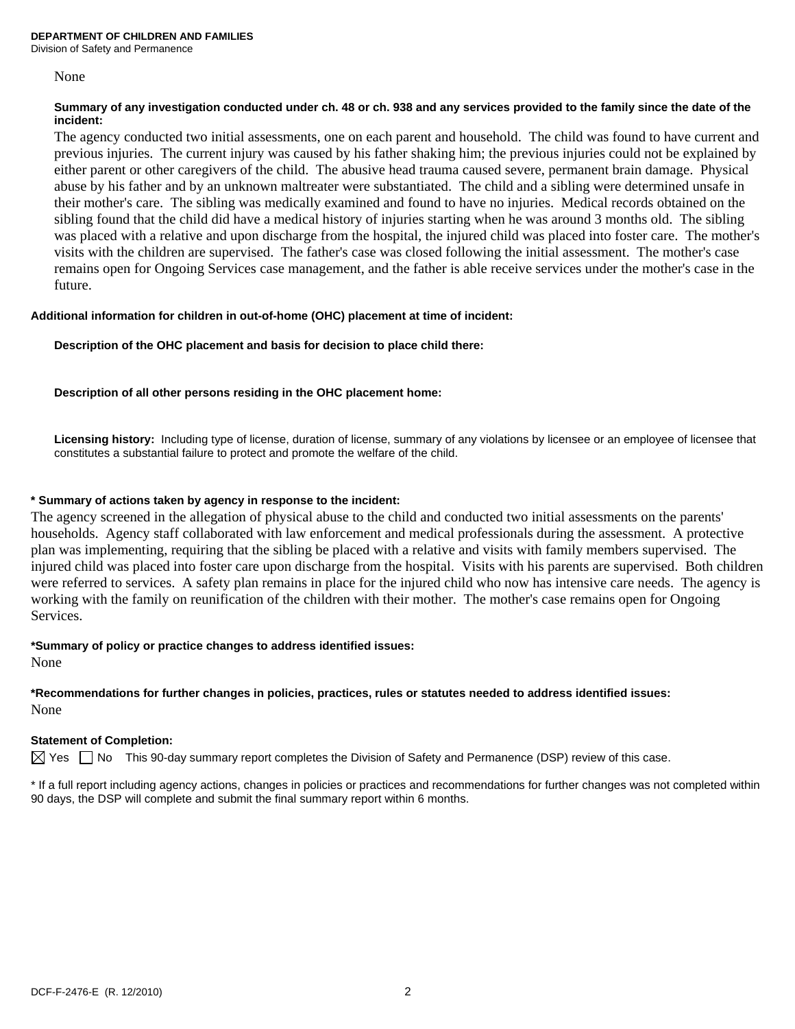None

**Summary of any investigation conducted under ch. 48 or ch. 938 and any services provided to the family since the date of the incident:**

The agency conducted two initial assessments, one on each parent and household. The child was found to have current and previous injuries. The current injury was caused by his father shaking him; the previous injuries could not be explained by either parent or other caregivers of the child. The abusive head trauma caused severe, permanent brain damage. Physical abuse by his father and by an unknown maltreater were substantiated. The child and a sibling were determined unsafe in their mother's care. The sibling was medically examined and found to have no injuries. Medical records obtained on the sibling found that the child did have a medical history of injuries starting when he was around 3 months old. The sibling was placed with a relative and upon discharge from the hospital, the injured child was placed into foster care. The mother's visits with the children are supervised. The father's case was closed following the initial assessment. The mother's case remains open for Ongoing Services case management, and the father is able receive services under the mother's case in the future.

**Additional information for children in out-of-home (OHC) placement at time of incident:**

**Description of the OHC placement and basis for decision to place child there:**

**Description of all other persons residing in the OHC placement home:**

**Licensing history:** Including type of license, duration of license, summary of any violations by licensee or an employee of licensee that constitutes a substantial failure to protect and promote the welfare of the child.

**\* Summary of actions taken by agency in response to the incident:**

The agency screened in the allegation of physical abuse to the child and conducted two initial assessments on the parents' households. Agency staff collaborated with law enforcement and medical professionals during the assessment. A protective plan was implementing, requiring that the sibling be placed with a relative and visits with family members supervised. The injured child was placed into foster care upon discharge from the hospital. Visits with his parents are supervised. Both children were referred to services. A safety plan remains in place for the injured child who now has intensive care needs. The agency is working with the family on reunification of the children with their mother. The mother's case remains open for Ongoing Services.

**\*Summary of policy or practice changes to address identified issues:**

None

**\*Recommendations for further changes in policies, practices, rules or statutes needed to address identified issues:**

None

**Statement of Completion:**

☒ Yes ☐ No This 90-day summary report completes the Division of Safety and Permanence (DSP) review of this case.

\* If a full report including agency actions, changes in policies or practices and recommendations for further changes was not completed within 90 days, the DSP will complete and submit the final summary report within 6 months.